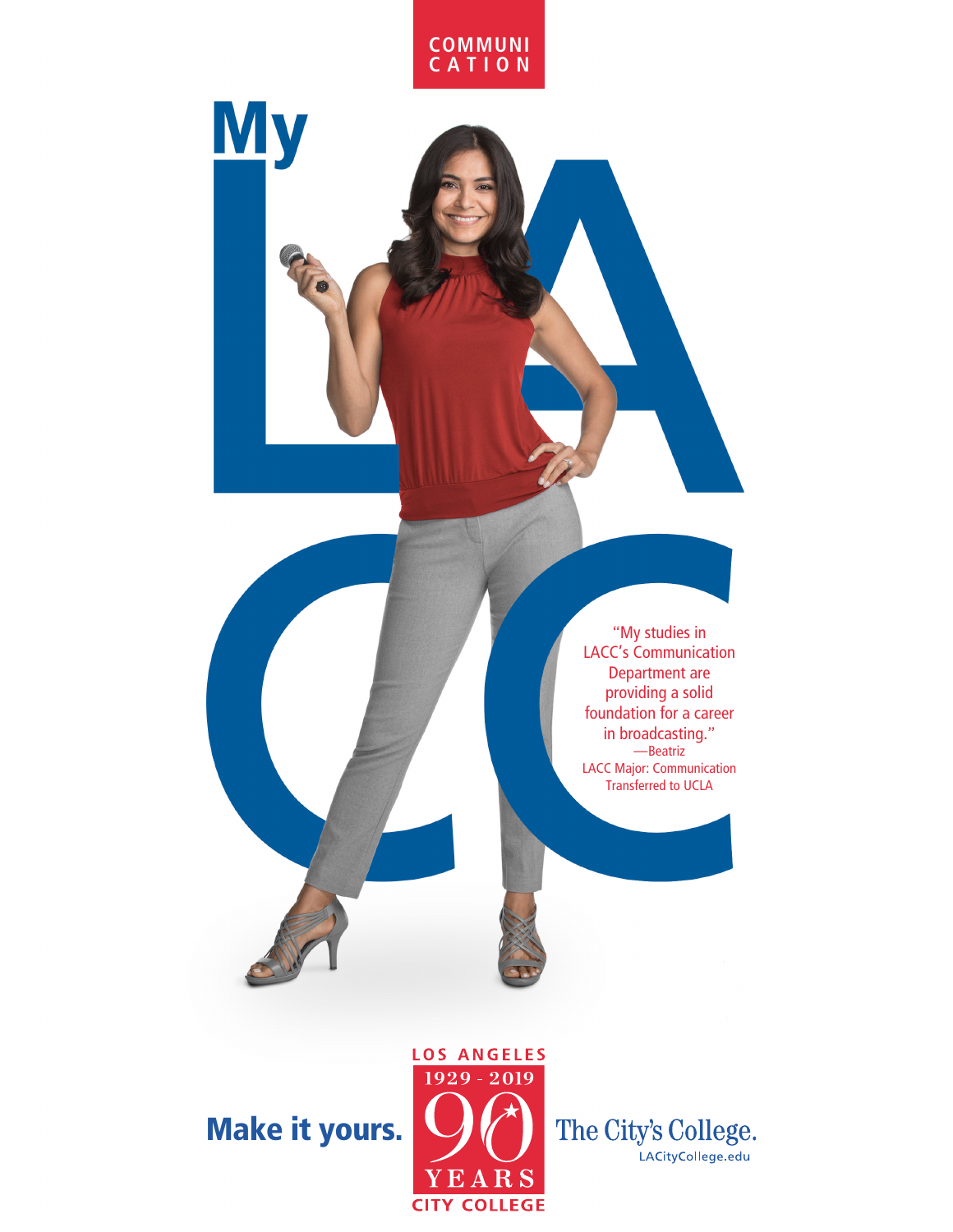COMMUNICATION

# My LACC

"My studies in LACC's Communication Department are providing a solid foundation for a career in broadcasting."
—Beatriz
LACC Major: Communication
Transferred to UCLA

**Make it yours.**

LOS ANGELES
1929 - 2019
90
YEARS
CITY COLLEGE

The City's College.
LACityCollege.edu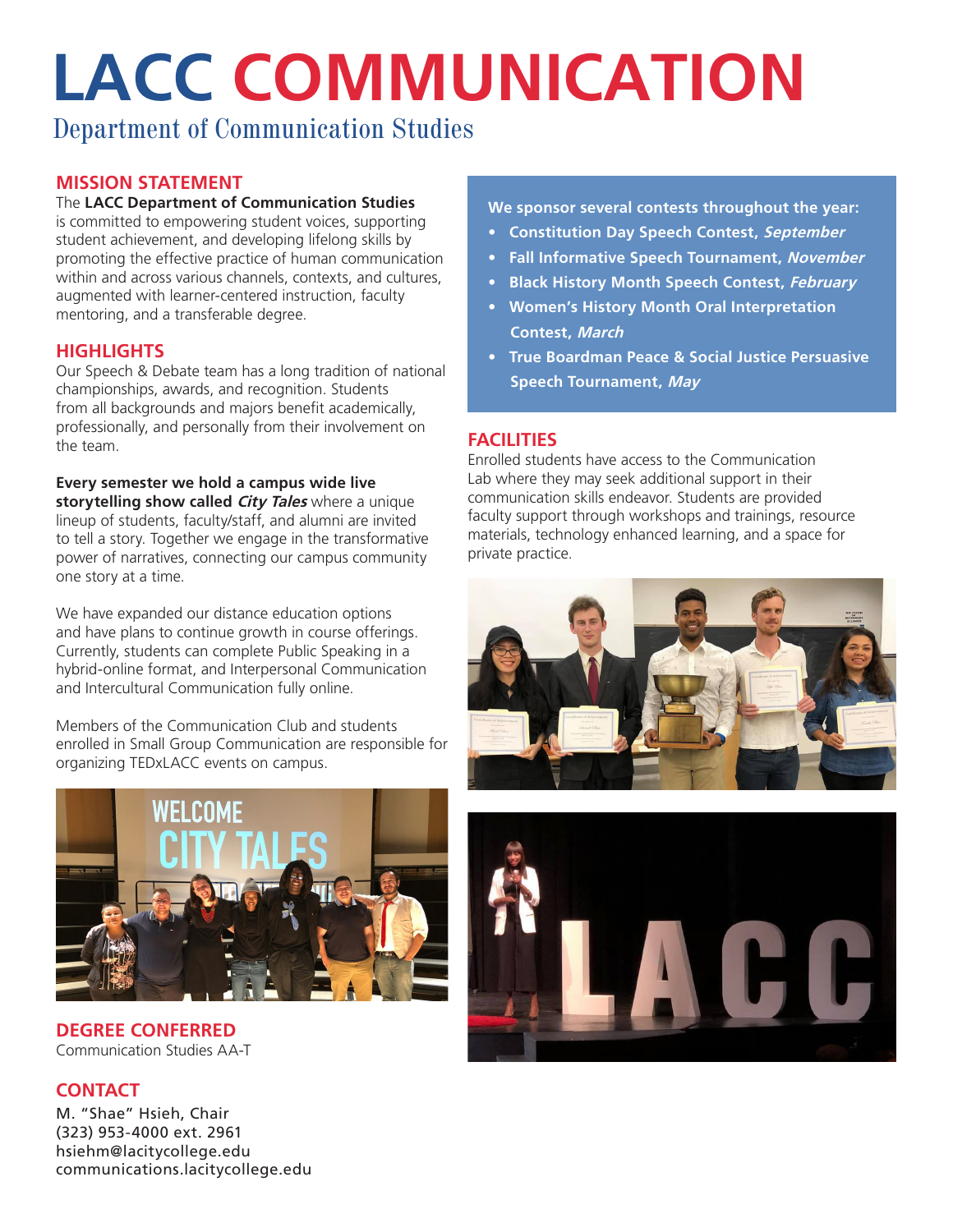# LACC COMMUNICATION

## Department of Communication Studies

### MISSION STATEMENT

The **LACC Department of Communication Studies** is committed to empowering student voices, supporting student achievement, and developing lifelong skills by promoting the effective practice of human communication within and across various channels, contexts, and cultures, augmented with learner-centered instruction, faculty mentoring, and a transferable degree.

### HIGHLIGHTS

Our Speech & Debate team has a long tradition of national championships, awards, and recognition. Students from all backgrounds and majors benefit academically, professionally, and personally from their involvement on the team.

**Every semester we hold a campus wide live storytelling show called *City Tales*** where a unique lineup of students, faculty/staff, and alumni are invited to tell a story. Together we engage in the transformative power of narratives, connecting our campus community one story at a time.

We have expanded our distance education options and have plans to continue growth in course offerings. Currently, students can complete Public Speaking in a hybrid-online format, and Interpersonal Communication and Intercultural Communication fully online.

Members of the Communication Club and students enrolled in Small Group Communication are responsible for organizing TEDxLACC events on campus.

**We sponsor several contests throughout the year:**

- **Constitution Day Speech Contest, *September***
- **Fall Informative Speech Tournament, *November***
- **Black History Month Speech Contest, *February***
- **Women's History Month Oral Interpretation Contest, *March***
- **True Boardman Peace & Social Justice Persuasive Speech Tournament, *May***

### FACILITIES

Enrolled students have access to the Communication Lab where they may seek additional support in their communication skills endeavor. Students are provided faculty support through workshops and trainings, resource materials, technology enhanced learning, and a space for private practice.

### DEGREE CONFERRED

Communication Studies AA-T

### CONTACT

M. "Shae" Hsieh, Chair
(323) 953-4000 ext. 2961
hsiehm@lacitycollege.edu
communications.lacitycollege.edu